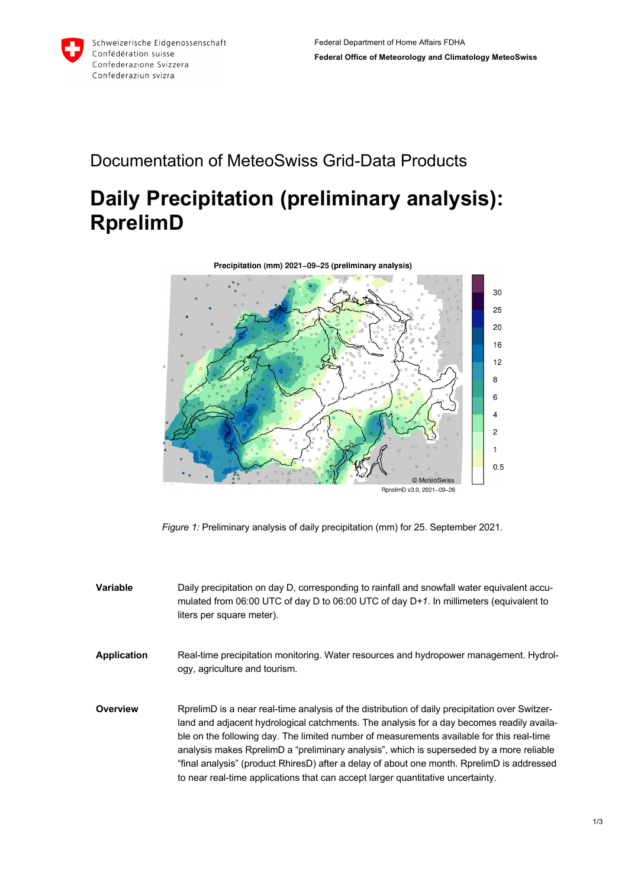Federal Department of Home Affairs FDHA
**Federal Office of Meteorology and Climatology MeteoSwiss**

# Documentation of MeteoSwiss Grid-Data Products

# Daily Precipitation (preliminary analysis): RprelimD

*Figure 1:* Preliminary analysis of daily precipitation (mm) for 25. September 2021.

**Variable**

Daily precipitation on day D, corresponding to rainfall and snowfall water equivalent accumulated from 06:00 UTC of day D to 06:00 UTC of day D+*1*. In millimeters (equivalent to liters per square meter).

**Application**

Real-time precipitation monitoring. Water resources and hydropower management. Hydrology, agriculture and tourism.

**Overview**

RprelimD is a near real-time analysis of the distribution of daily precipitation over Switzerland and adjacent hydrological catchments. The analysis for a day becomes readily available on the following day. The limited number of measurements available for this real-time analysis makes RprelimD a "preliminary analysis", which is superseded by a more reliable "final analysis" (product RhiresD) after a delay of about one month. RprelimD is addressed to near real-time applications that can accept larger quantitative uncertainty.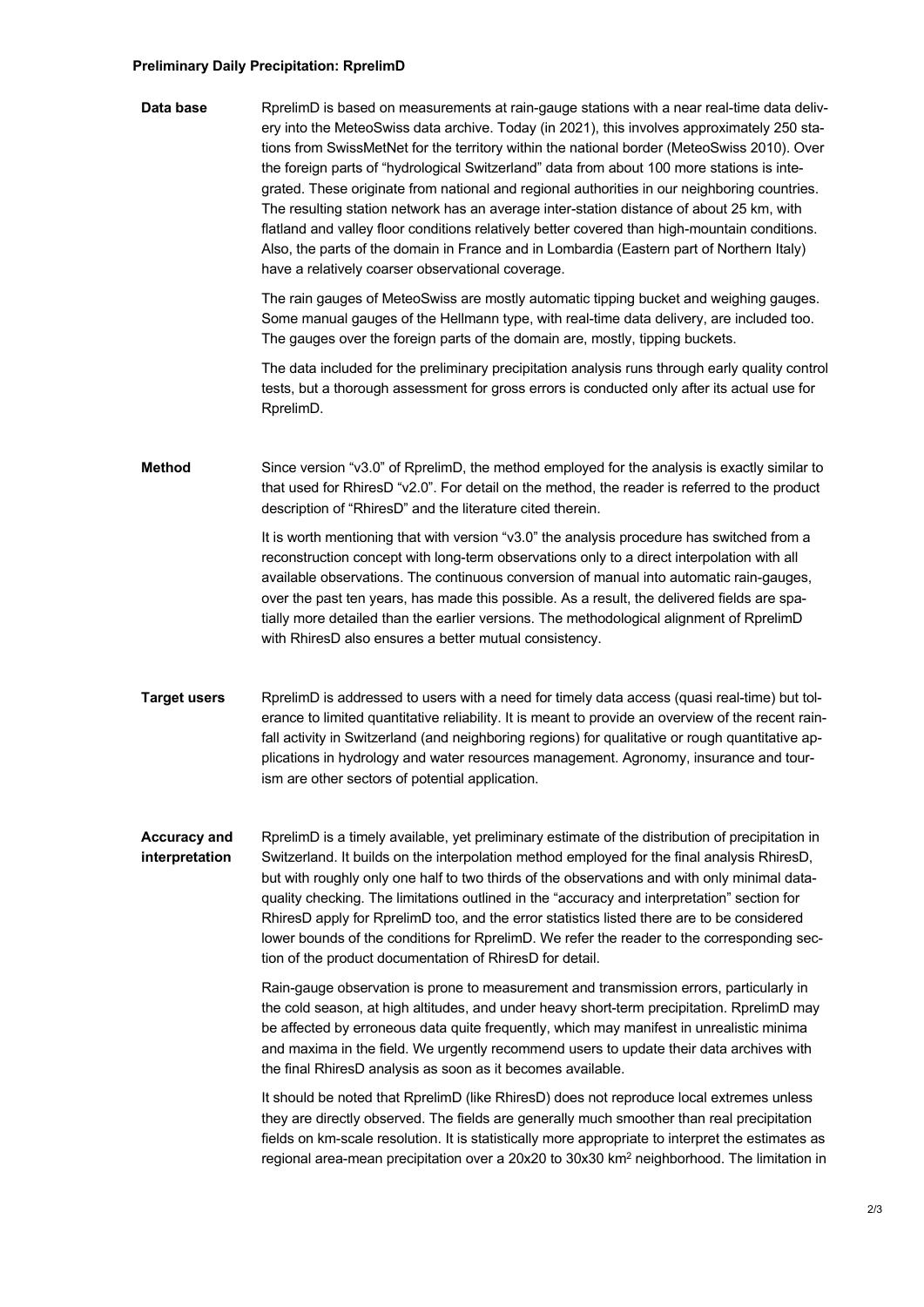### Preliminary Daily Precipitation: RprelimD

**Data base**

RprelimD is based on measurements at rain-gauge stations with a near real-time data delivery into the MeteoSwiss data archive. Today (in 2021), this involves approximately 250 stations from SwissMetNet for the territory within the national border (MeteoSwiss 2010). Over the foreign parts of "hydrological Switzerland" data from about 100 more stations is integrated. These originate from national and regional authorities in our neighboring countries. The resulting station network has an average inter-station distance of about 25 km, with flatland and valley floor conditions relatively better covered than high-mountain conditions. Also, the parts of the domain in France and in Lombardia (Eastern part of Northern Italy) have a relatively coarser observational coverage.

The rain gauges of MeteoSwiss are mostly automatic tipping bucket and weighing gauges. Some manual gauges of the Hellmann type, with real-time data delivery, are included too. The gauges over the foreign parts of the domain are, mostly, tipping buckets.

The data included for the preliminary precipitation analysis runs through early quality control tests, but a thorough assessment for gross errors is conducted only after its actual use for RprelimD.

**Method**

Since version "v3.0" of RprelimD, the method employed for the analysis is exactly similar to that used for RhiresD "v2.0". For detail on the method, the reader is referred to the product description of "RhiresD" and the literature cited therein.

It is worth mentioning that with version "v3.0" the analysis procedure has switched from a reconstruction concept with long-term observations only to a direct interpolation with all available observations. The continuous conversion of manual into automatic rain-gauges, over the past ten years, has made this possible. As a result, the delivered fields are spatially more detailed than the earlier versions. The methodological alignment of RprelimD with RhiresD also ensures a better mutual consistency.

**Target users**

RprelimD is addressed to users with a need for timely data access (quasi real-time) but tolerance to limited quantitative reliability. It is meant to provide an overview of the recent rainfall activity in Switzerland (and neighboring regions) for qualitative or rough quantitative applications in hydrology and water resources management. Agronomy, insurance and tourism are other sectors of potential application.

**Accuracy and interpretation**

RprelimD is a timely available, yet preliminary estimate of the distribution of precipitation in Switzerland. It builds on the interpolation method employed for the final analysis RhiresD, but with roughly only one half to two thirds of the observations and with only minimal data-quality checking. The limitations outlined in the "accuracy and interpretation" section for RhiresD apply for RprelimD too, and the error statistics listed there are to be considered lower bounds of the conditions for RprelimD. We refer the reader to the corresponding section of the product documentation of RhiresD for detail.

Rain-gauge observation is prone to measurement and transmission errors, particularly in the cold season, at high altitudes, and under heavy short-term precipitation. RprelimD may be affected by erroneous data quite frequently, which may manifest in unrealistic minima and maxima in the field. We urgently recommend users to update their data archives with the final RhiresD analysis as soon as it becomes available.

It should be noted that RprelimD (like RhiresD) does not reproduce local extremes unless they are directly observed. The fields are generally much smoother than real precipitation fields on km-scale resolution. It is statistically more appropriate to interpret the estimates as regional area-mean precipitation over a 20x20 to 30x30 km$^2$ neighborhood. The limitation in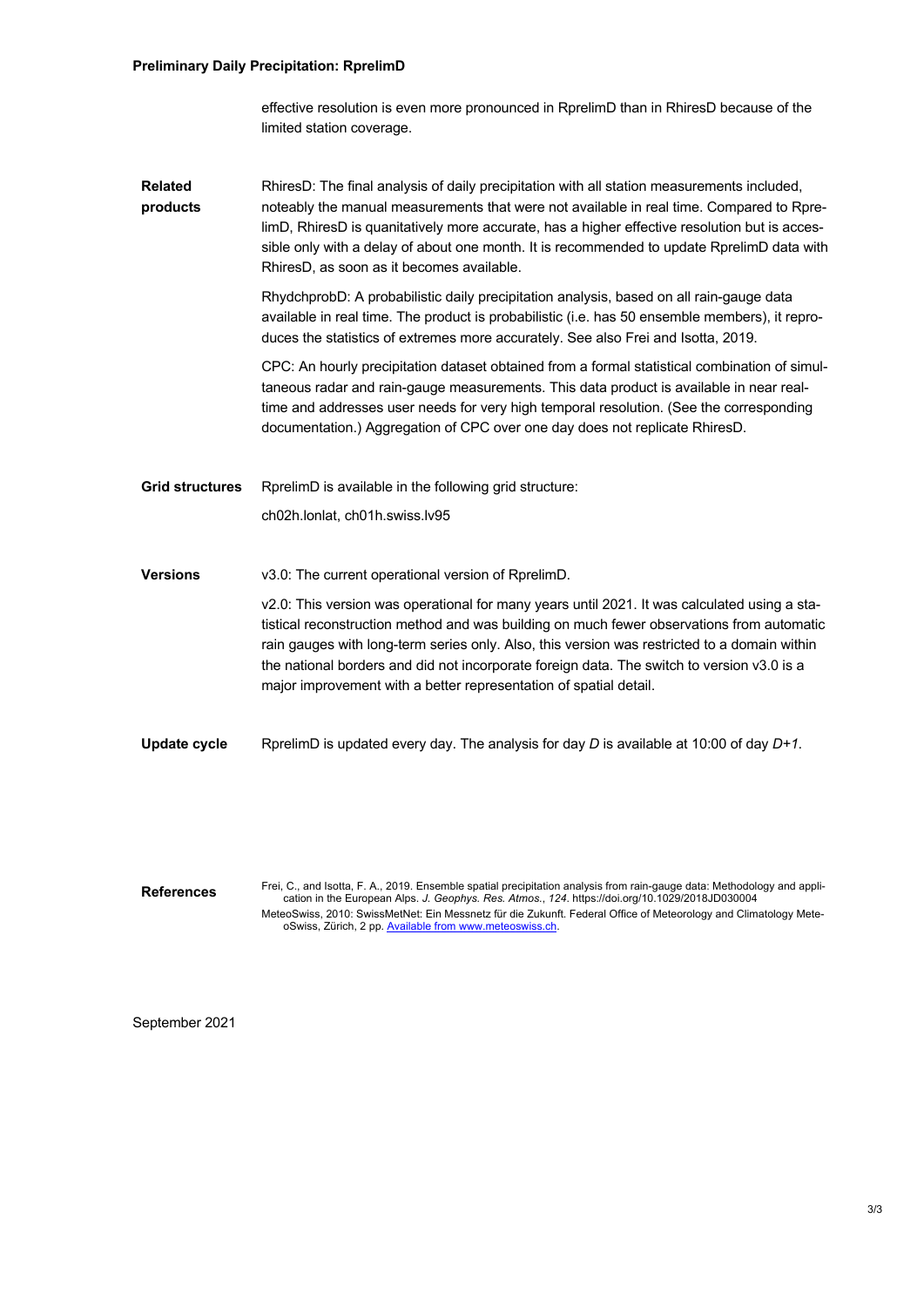effective resolution is even more pronounced in RprelimD than in RhiresD because of the limited station coverage.

**Related products**

RhiresD: The final analysis of daily precipitation with all station measurements included, noteably the manual measurements that were not available in real time. Compared to RprelimD, RhiresD is quanitatively more accurate, has a higher effective resolution but is accessible only with a delay of about one month. It is recommended to update RprelimD data with RhiresD, as soon as it becomes available.

RhydchprobD: A probabilistic daily precipitation analysis, based on all rain-gauge data available in real time. The product is probabilistic (i.e. has 50 ensemble members), it reproduces the statistics of extremes more accurately. See also Frei and Isotta, 2019.

CPC: An hourly precipitation dataset obtained from a formal statistical combination of simultaneous radar and rain-gauge measurements. This data product is available in near real-time and addresses user needs for very high temporal resolution. (See the corresponding documentation.) Aggregation of CPC over one day does not replicate RhiresD.

**Grid structures**

RprelimD is available in the following grid structure:

ch02h.lonlat, ch01h.swiss.lv95

**Versions**

v3.0: The current operational version of RprelimD.

v2.0: This version was operational for many years until 2021. It was calculated using a statistical reconstruction method and was building on much fewer observations from automatic rain gauges with long-term series only. Also, this version was restricted to a domain within the national borders and did not incorporate foreign data. The switch to version v3.0 is a major improvement with a better representation of spatial detail.

**Update cycle**

RprelimD is updated every day. The analysis for day *D* is available at 10:00 of day *D+1*.

**References**

Frei, C., and Isotta, F. A., 2019. Ensemble spatial precipitation analysis from rain-gauge data: Methodology and application in the European Alps. *J. Geophys. Res. Atmos.*, *124*. https://doi.org/10.1029/2018JD030004

MeteoSwiss, 2010: SwissMetNet: Ein Messnetz für die Zukunft. Federal Office of Meteorology and Climatology MeteoSwiss, Zürich, 2 pp. Available from www.meteoswiss.ch.

September 2021